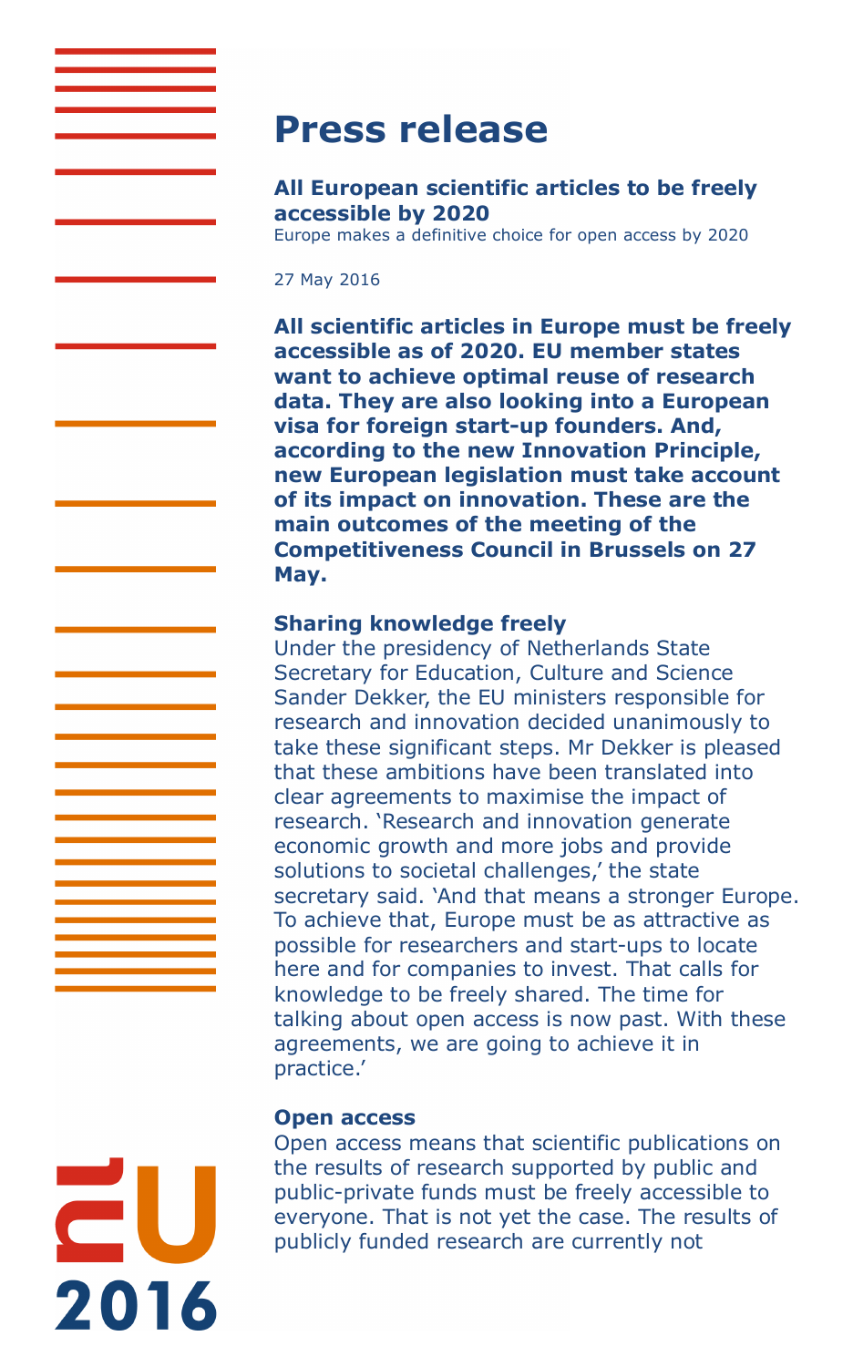# Press release

**All European scientific articles to be freely accessible by 2020**
Europe makes a definitive choice for open access by 2020

27 May 2016

**All scientific articles in Europe must be freely accessible as of 2020. EU member states want to achieve optimal reuse of research data. They are also looking into a European visa for foreign start-up founders. And, according to the new Innovation Principle, new European legislation must take account of its impact on innovation. These are the main outcomes of the meeting of the Competitiveness Council in Brussels on 27 May.**

### Sharing knowledge freely

Under the presidency of Netherlands State Secretary for Education, Culture and Science Sander Dekker, the EU ministers responsible for research and innovation decided unanimously to take these significant steps. Mr Dekker is pleased that these ambitions have been translated into clear agreements to maximise the impact of research. 'Research and innovation generate economic growth and more jobs and provide solutions to societal challenges,' the state secretary said. 'And that means a stronger Europe. To achieve that, Europe must be as attractive as possible for researchers and start-ups to locate here and for companies to invest. That calls for knowledge to be freely shared. The time for talking about open access is now past. With these agreements, we are going to achieve it in practice.'

### Open access

Open access means that scientific publications on the results of research supported by public and public-private funds must be freely accessible to everyone. That is not yet the case. The results of publicly funded research are currently not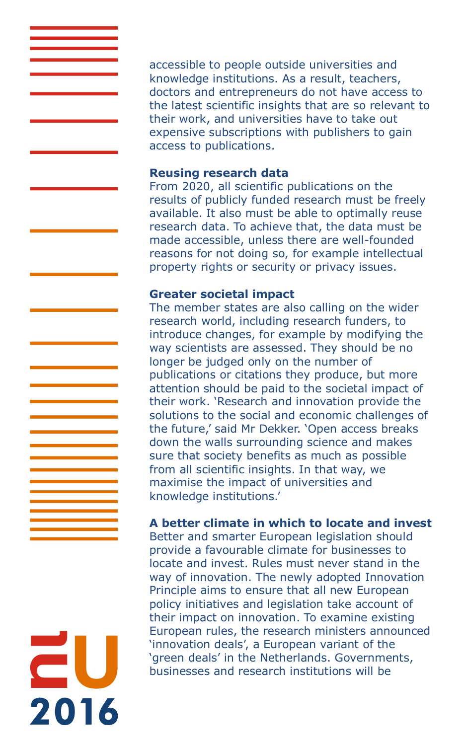accessible to people outside universities and knowledge institutions. As a result, teachers, doctors and entrepreneurs do not have access to the latest scientific insights that are so relevant to their work, and universities have to take out expensive subscriptions with publishers to gain access to publications.

**Reusing research data**

From 2020, all scientific publications on the results of publicly funded research must be freely available. It also must be able to optimally reuse research data. To achieve that, the data must be made accessible, unless there are well-founded reasons for not doing so, for example intellectual property rights or security or privacy issues.

**Greater societal impact**

The member states are also calling on the wider research world, including research funders, to introduce changes, for example by modifying the way scientists are assessed. They should be no longer be judged only on the number of publications or citations they produce, but more attention should be paid to the societal impact of their work. 'Research and innovation provide the solutions to the social and economic challenges of the future,' said Mr Dekker. 'Open access breaks down the walls surrounding science and makes sure that society benefits as much as possible from all scientific insights. In that way, we maximise the impact of universities and knowledge institutions.'

**A better climate in which to locate and invest**

Better and smarter European legislation should provide a favourable climate for businesses to locate and invest. Rules must never stand in the way of innovation. The newly adopted Innovation Principle aims to ensure that all new European policy initiatives and legislation take account of their impact on innovation. To examine existing European rules, the research ministers announced 'innovation deals', a European variant of the 'green deals' in the Netherlands. Governments, businesses and research institutions will be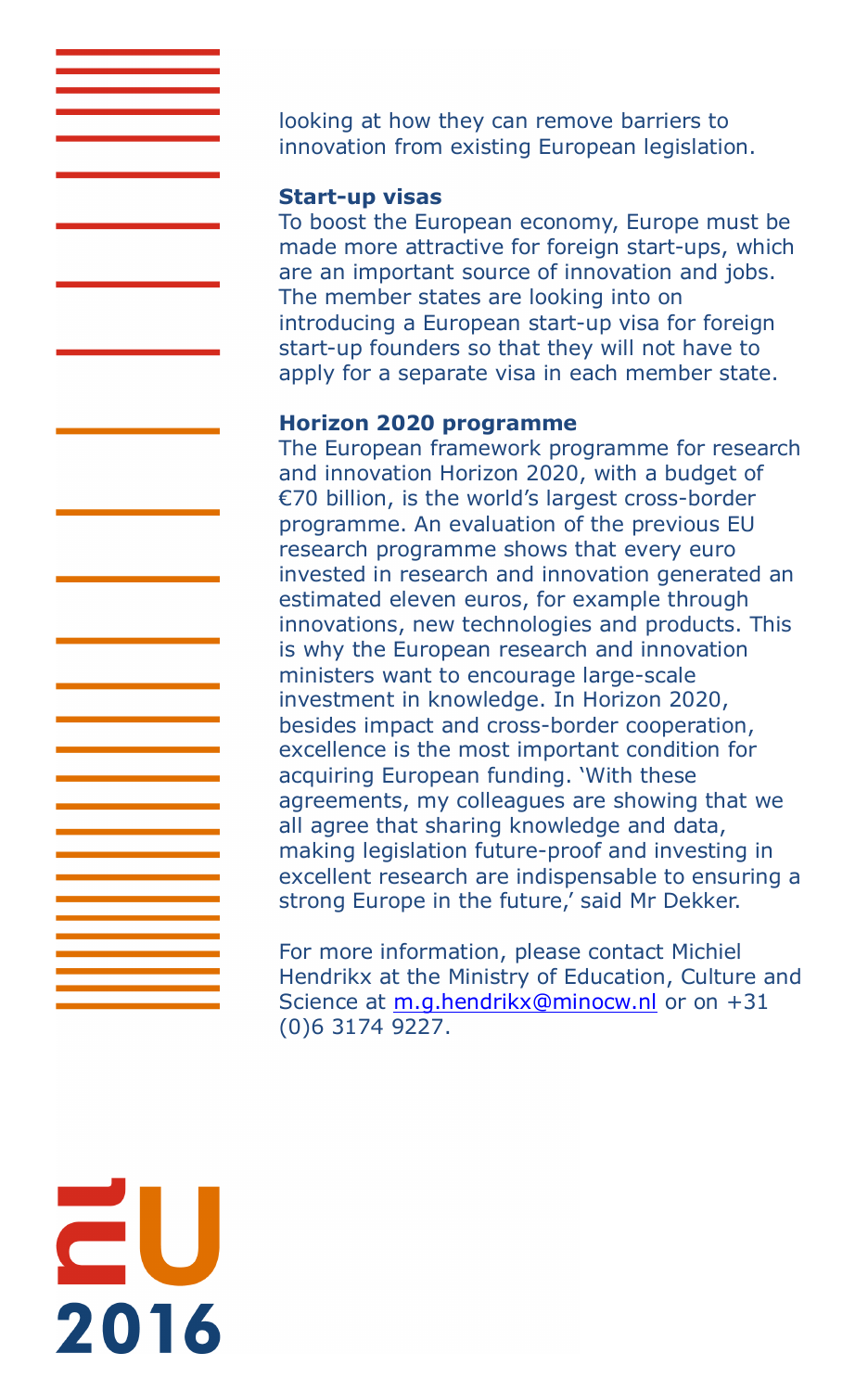looking at how they can remove barriers to innovation from existing European legislation.

**Start-up visas**

To boost the European economy, Europe must be made more attractive for foreign start-ups, which are an important source of innovation and jobs. The member states are looking into on introducing a European start-up visa for foreign start-up founders so that they will not have to apply for a separate visa in each member state.

**Horizon 2020 programme**

The European framework programme for research and innovation Horizon 2020, with a budget of €70 billion, is the world's largest cross-border programme. An evaluation of the previous EU research programme shows that every euro invested in research and innovation generated an estimated eleven euros, for example through innovations, new technologies and products. This is why the European research and innovation ministers want to encourage large-scale investment in knowledge. In Horizon 2020, besides impact and cross-border cooperation, excellence is the most important condition for acquiring European funding. 'With these agreements, my colleagues are showing that we all agree that sharing knowledge and data, making legislation future-proof and investing in excellent research are indispensable to ensuring a strong Europe in the future,' said Mr Dekker.

For more information, please contact Michiel Hendrikx at the Ministry of Education, Culture and Science at m.g.hendrikx@minocw.nl or on +31 (0)6 3174 9227.